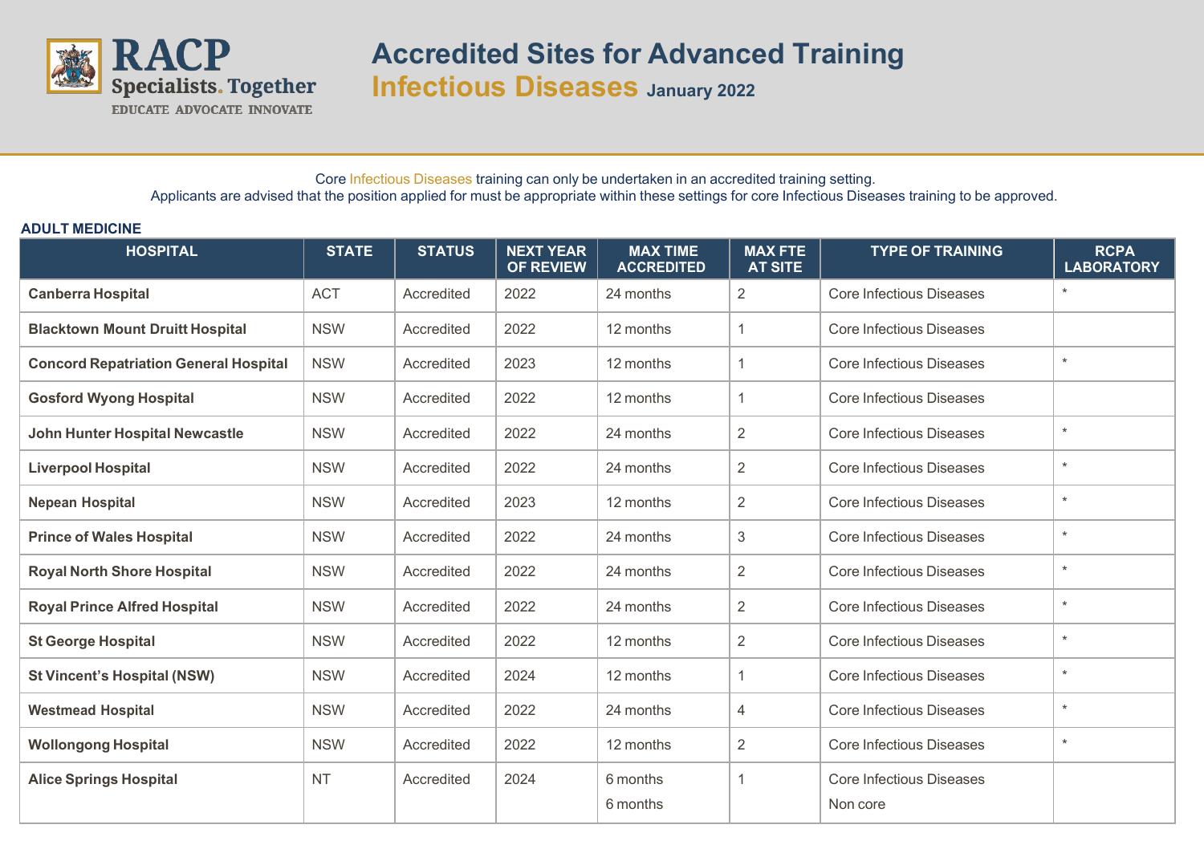RACP Specialists. Together
EDUCATE ADVOCATE INNOVATE

# Accredited Sites for Advanced Training
## Infectious Diseases January 2022

Core Infectious Diseases training can only be undertaken in an accredited training setting.
Applicants are advised that the position applied for must be appropriate within these settings for core Infectious Diseases training to be approved.

### ADULT MEDICINE

| HOSPITAL | STATE | STATUS | NEXT YEAR OF REVIEW | MAX TIME ACCREDITED | MAX FTE AT SITE | TYPE OF TRAINING | RCPA LABORATORY |
|---|---|---|---|---|---|---|---|
| **Canberra Hospital** | ACT | Accredited | 2022 | 24 months | 2 | Core Infectious Diseases | * |
| **Blacktown Mount Druitt Hospital** | NSW | Accredited | 2022 | 12 months | 1 | Core Infectious Diseases | |
| **Concord Repatriation General Hospital** | NSW | Accredited | 2023 | 12 months | 1 | Core Infectious Diseases | * |
| **Gosford Wyong Hospital** | NSW | Accredited | 2022 | 12 months | 1 | Core Infectious Diseases | |
| **John Hunter Hospital Newcastle** | NSW | Accredited | 2022 | 24 months | 2 | Core Infectious Diseases | * |
| **Liverpool Hospital** | NSW | Accredited | 2022 | 24 months | 2 | Core Infectious Diseases | * |
| **Nepean Hospital** | NSW | Accredited | 2023 | 12 months | 2 | Core Infectious Diseases | * |
| **Prince of Wales Hospital** | NSW | Accredited | 2022 | 24 months | 3 | Core Infectious Diseases | * |
| **Royal North Shore Hospital** | NSW | Accredited | 2022 | 24 months | 2 | Core Infectious Diseases | * |
| **Royal Prince Alfred Hospital** | NSW | Accredited | 2022 | 24 months | 2 | Core Infectious Diseases | * |
| **St George Hospital** | NSW | Accredited | 2022 | 12 months | 2 | Core Infectious Diseases | * |
| **St Vincent's Hospital (NSW)** | NSW | Accredited | 2024 | 12 months | 1 | Core Infectious Diseases | * |
| **Westmead Hospital** | NSW | Accredited | 2022 | 24 months | 4 | Core Infectious Diseases | * |
| **Wollongong Hospital** | NSW | Accredited | 2022 | 12 months | 2 | Core Infectious Diseases | * |
| **Alice Springs Hospital** | NT | Accredited | 2024 | 6 months<br>6 months | 1 | Core Infectious Diseases<br>Non core | |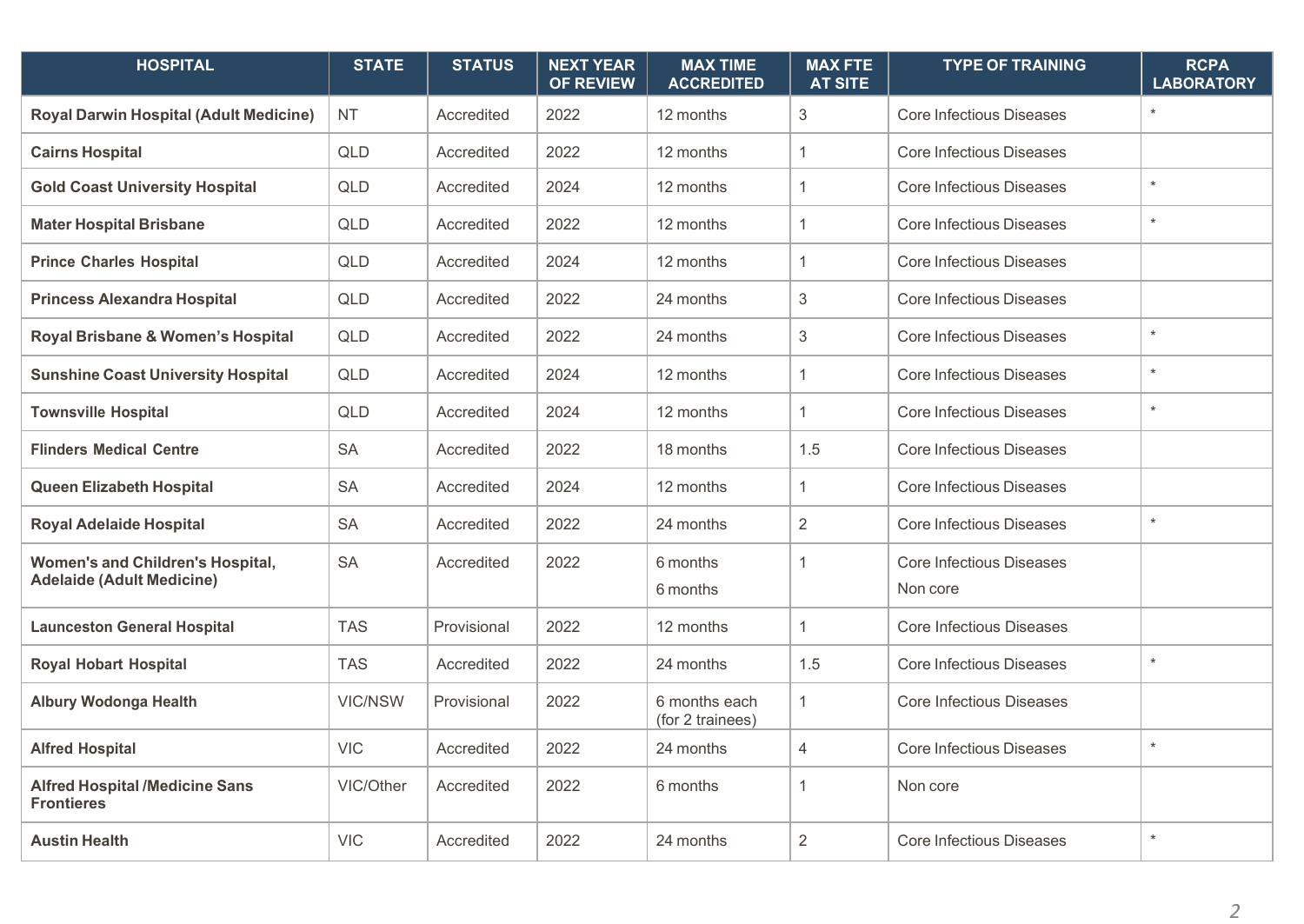| HOSPITAL | STATE | STATUS | NEXT YEAR OF REVIEW | MAX TIME ACCREDITED | MAX FTE AT SITE | TYPE OF TRAINING | RCPA LABORATORY |
|---|---|---|---|---|---|---|---|
| **Royal Darwin Hospital (Adult Medicine)** | NT | Accredited | 2022 | 12 months | 3 | Core Infectious Diseases | * |
| **Cairns Hospital** | QLD | Accredited | 2022 | 12 months | 1 | Core Infectious Diseases | |
| **Gold Coast University Hospital** | QLD | Accredited | 2024 | 12 months | 1 | Core Infectious Diseases | * |
| **Mater Hospital Brisbane** | QLD | Accredited | 2022 | 12 months | 1 | Core Infectious Diseases | * |
| **Prince Charles Hospital** | QLD | Accredited | 2024 | 12 months | 1 | Core Infectious Diseases | |
| **Princess Alexandra Hospital** | QLD | Accredited | 2022 | 24 months | 3 | Core Infectious Diseases | |
| **Royal Brisbane & Women's Hospital** | QLD | Accredited | 2022 | 24 months | 3 | Core Infectious Diseases | * |
| **Sunshine Coast University Hospital** | QLD | Accredited | 2024 | 12 months | 1 | Core Infectious Diseases | * |
| **Townsville Hospital** | QLD | Accredited | 2024 | 12 months | 1 | Core Infectious Diseases | * |
| **Flinders Medical Centre** | SA | Accredited | 2022 | 18 months | 1.5 | Core Infectious Diseases | |
| **Queen Elizabeth Hospital** | SA | Accredited | 2024 | 12 months | 1 | Core Infectious Diseases | |
| **Royal Adelaide Hospital** | SA | Accredited | 2022 | 24 months | 2 | Core Infectious Diseases | * |
| **Women's and Children's Hospital, Adelaide (Adult Medicine)** | SA | Accredited | 2022 | 6 months<br>6 months | 1 | Core Infectious Diseases<br>Non core | |
| **Launceston General Hospital** | TAS | Provisional | 2022 | 12 months | 1 | Core Infectious Diseases | |
| **Royal Hobart Hospital** | TAS | Accredited | 2022 | 24 months | 1.5 | Core Infectious Diseases | * |
| **Albury Wodonga Health** | VIC/NSW | Provisional | 2022 | 6 months each (for 2 trainees) | 1 | Core Infectious Diseases | |
| **Alfred Hospital** | VIC | Accredited | 2022 | 24 months | 4 | Core Infectious Diseases | * |
| **Alfred Hospital /Medicine Sans Frontieres** | VIC/Other | Accredited | 2022 | 6 months | 1 | Non core | |
| **Austin Health** | VIC | Accredited | 2022 | 24 months | 2 | Core Infectious Diseases | * |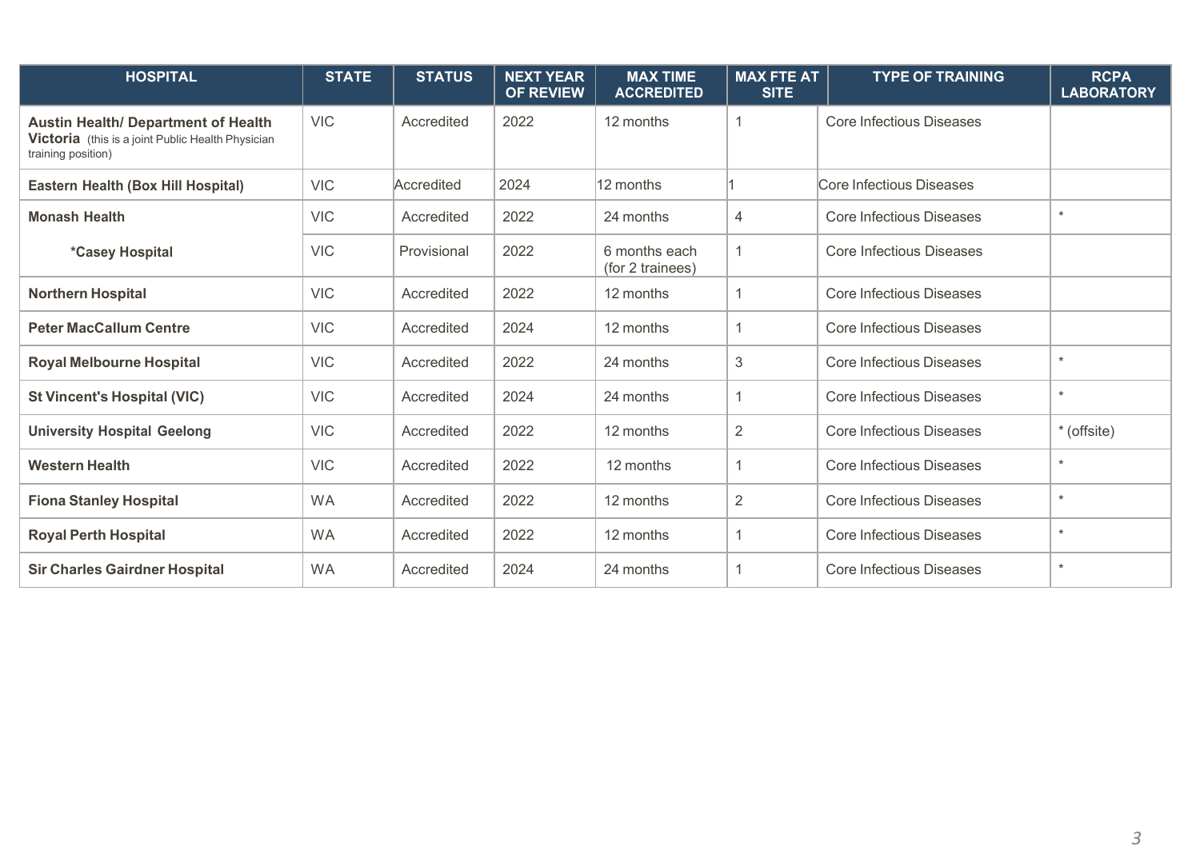| HOSPITAL | STATE | STATUS | NEXT YEAR OF REVIEW | MAX TIME ACCREDITED | MAX FTE AT SITE | TYPE OF TRAINING | RCPA LABORATORY |
| --- | --- | --- | --- | --- | --- | --- | --- |
| **Austin Health/ Department of Health Victoria** (this is a joint Public Health Physician training position) | VIC | Accredited | 2022 | 12 months | 1 | Core Infectious Diseases | |
| **Eastern Health (Box Hill Hospital)** | VIC | Accredited | 2024 | 12 months | 1 | Core Infectious Diseases | |
| **Monash Health** | VIC | Accredited | 2022 | 24 months | 4 | Core Infectious Diseases | * |
| **\*Casey Hospital** | VIC | Provisional | 2022 | 6 months each (for 2 trainees) | 1 | Core Infectious Diseases | |
| **Northern Hospital** | VIC | Accredited | 2022 | 12 months | 1 | Core Infectious Diseases | |
| **Peter MacCallum Centre** | VIC | Accredited | 2024 | 12 months | 1 | Core Infectious Diseases | |
| **Royal Melbourne Hospital** | VIC | Accredited | 2022 | 24 months | 3 | Core Infectious Diseases | * |
| **St Vincent's Hospital (VIC)** | VIC | Accredited | 2024 | 24 months | 1 | Core Infectious Diseases | * |
| **University Hospital Geelong** | VIC | Accredited | 2022 | 12 months | 2 | Core Infectious Diseases | * (offsite) |
| **Western Health** | VIC | Accredited | 2022 | 12 months | 1 | Core Infectious Diseases | * |
| **Fiona Stanley Hospital** | WA | Accredited | 2022 | 12 months | 2 | Core Infectious Diseases | * |
| **Royal Perth Hospital** | WA | Accredited | 2022 | 12 months | 1 | Core Infectious Diseases | * |
| **Sir Charles Gairdner Hospital** | WA | Accredited | 2024 | 24 months | 1 | Core Infectious Diseases | * |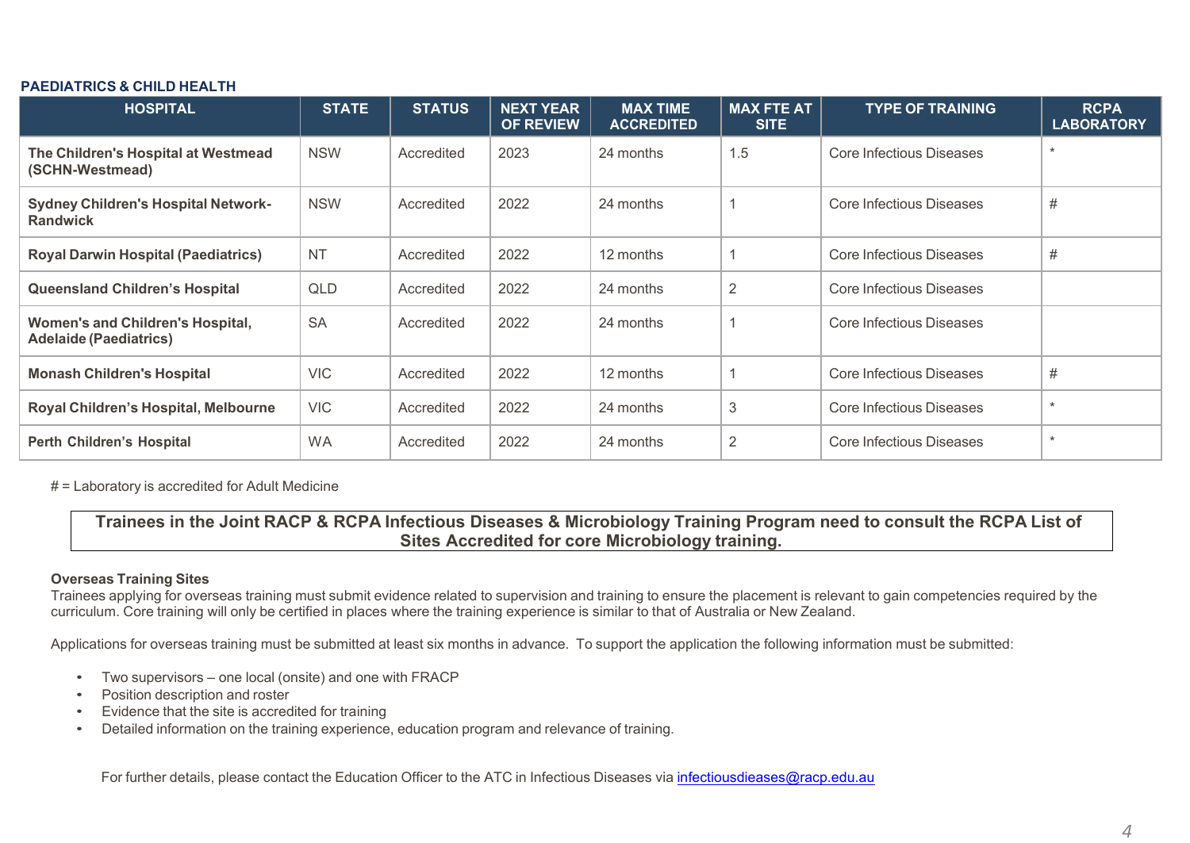**PAEDIATRICS & CHILD HEALTH**

| HOSPITAL | STATE | STATUS | NEXT YEAR OF REVIEW | MAX TIME ACCREDITED | MAX FTE AT SITE | TYPE OF TRAINING | RCPA LABORATORY |
|---|---|---|---|---|---|---|---|
| **The Children's Hospital at Westmead (SCHN-Westmead)** | NSW | Accredited | 2023 | 24 months | 1.5 | Core Infectious Diseases | * |
| **Sydney Children's Hospital Network-Randwick** | NSW | Accredited | 2022 | 24 months | 1 | Core Infectious Diseases | # |
| **Royal Darwin Hospital (Paediatrics)** | NT | Accredited | 2022 | 12 months | 1 | Core Infectious Diseases | # |
| **Queensland Children's Hospital** | QLD | Accredited | 2022 | 24 months | 2 | Core Infectious Diseases | |
| **Women's and Children's Hospital, Adelaide (Paediatrics)** | SA | Accredited | 2022 | 24 months | 1 | Core Infectious Diseases | |
| **Monash Children's Hospital** | VIC | Accredited | 2022 | 12 months | 1 | Core Infectious Diseases | # |
| **Royal Children's Hospital, Melbourne** | VIC | Accredited | 2022 | 24 months | 3 | Core Infectious Diseases | * |
| **Perth Children's Hospital** | WA | Accredited | 2022 | 24 months | 2 | Core Infectious Diseases | * |

# = Laboratory is accredited for Adult Medicine

**Trainees in the Joint RACP & RCPA Infectious Diseases & Microbiology Training Program need to consult the RCPA List of Sites Accredited for core Microbiology training.**

**Overseas Training Sites**

Trainees applying for overseas training must submit evidence related to supervision and training to ensure the placement is relevant to gain competencies required by the curriculum. Core training will only be certified in places where the training experience is similar to that of Australia or New Zealand.

Applications for overseas training must be submitted at least six months in advance. To support the application the following information must be submitted:

- Two supervisors – one local (onsite) and one with FRACP
- Position description and roster
- Evidence that the site is accredited for training
- Detailed information on the training experience, education program and relevance of training.

For further details, please contact the Education Officer to the ATC in Infectious Diseases via infectiousdieases@racp.edu.au